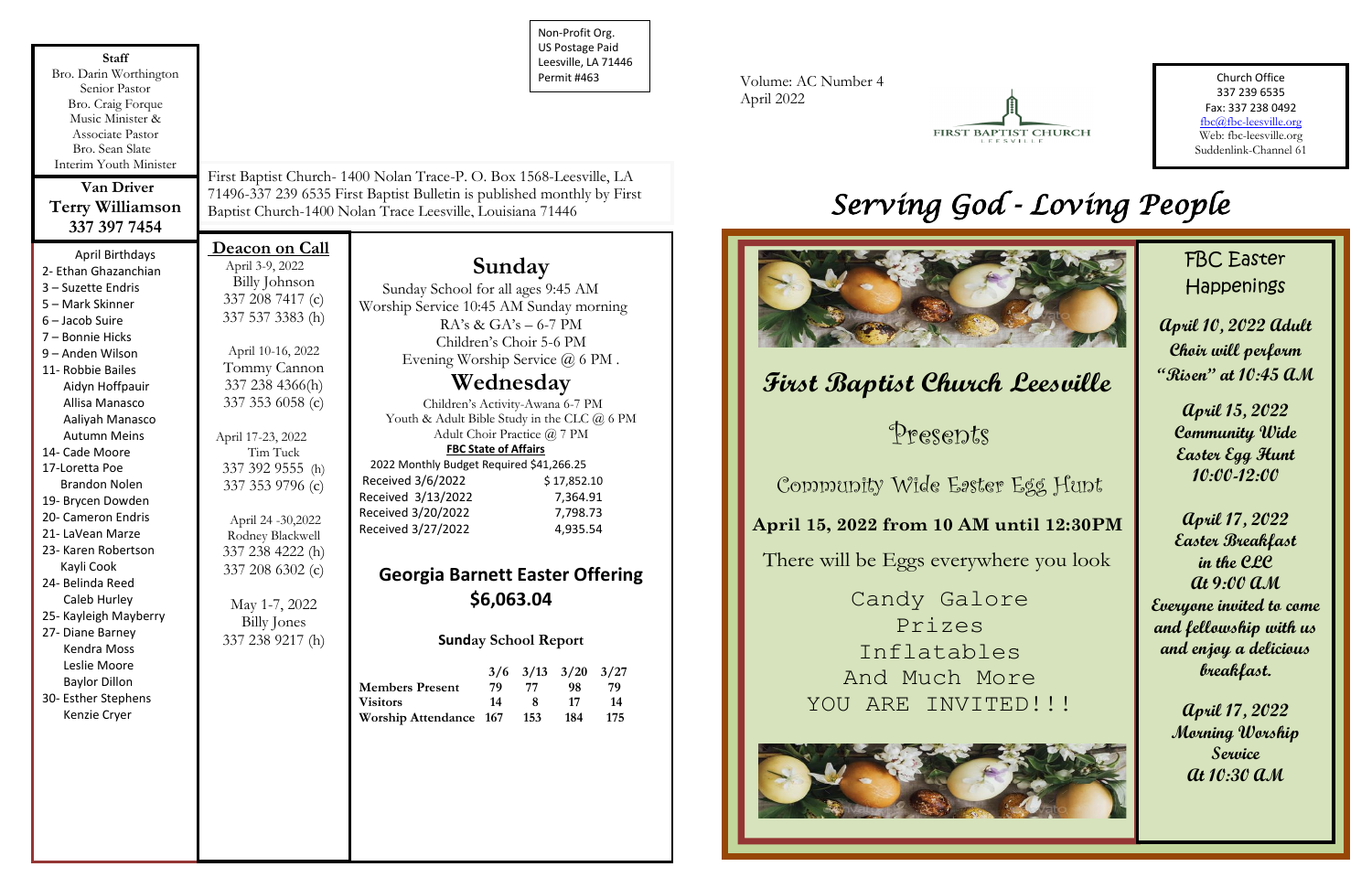**Staff**
Bro. Darin Worthington
Senior Pastor
Bro. Craig Forque
Music Minister &
Associate Pastor
Bro. Sean Slate
Interim Youth Minister

**Van Driver**
**Terry Williamson**
**337 397 7454**

Non-Profit Org.
US Postage Paid
Leesville, LA 71446
Permit #463

First Baptist Church- 1400 Nolan Trace-P. O. Box 1568-Leesville, LA 71496-337 239 6535 First Baptist Bulletin is published monthly by First Baptist Church-1400 Nolan Trace Leesville, Louisiana 71446

Volume: AC Number 4
April 2022

FIRST BAPTIST CHURCH
LEESVILLE

Church Office
337 239 6535
Fax: 337 238 0492
fbc@fbc-leesville.org
Web: fbc-leesville.org
Suddenlink-Channel 61

# *Serving God - Loving People*

## April Birthdays

2- Ethan Ghazanchian
3 – Suzette Endris
5 – Mark Skinner
6 – Jacob Suire
7 – Bonnie Hicks
9 – Anden Wilson
11- Robbie Bailes
Aidyn Hoffpauir
Allisa Manasco
Aaliyah Manasco
Autumn Meins
14- Cade Moore
17-Loretta Poe
Brandon Nolen
19- Brycen Dowden
20- Cameron Endris
21- LaVean Marze
23- Karen Robertson
Kayli Cook
24- Belinda Reed
Caleb Hurley
25- Kayleigh Mayberry
27- Diane Barney
Kendra Moss
Leslie Moore
Baylor Dillon
30- Esther Stephens
Kenzie Cryer

## Deacon on Call

April 3-9, 2022
Billy Johnson
337 208 7417 (c)
337 537 3383 (h)

April 10-16, 2022
Tommy Cannon
337 238 4366(h)
337 353 6058 (c)

April 17-23, 2022
Tim Tuck
337 392 9555 (h)
337 353 9796 (c)

April 24 -30,2022
Rodney Blackwell
337 238 4222 (h)
337 208 6302 (c)

May 1-7, 2022
Billy Jones
337 238 9217 (h)

## Sunday

Sunday School for all ages 9:45 AM
Worship Service 10:45 AM Sunday morning
RA's & GA's – 6-7 PM
Children's Choir 5-6 PM
Evening Worship Service @ 6 PM .

## Wednesday

Children's Activity-Awana 6-7 PM
Youth & Adult Bible Study in the CLC @ 6 PM
Adult Choir Practice @ 7 PM

**FBC State of Affairs**

2022 Monthly Budget Required $41,266.25

| | |
|---|---|
| Received 3/6/2022 | $ 17,852.10 |
| Received 3/13/2022 | 7,364.91 |
| Received 3/20/2022 | 7,798.73 |
| Received 3/27/2022 | 4,935.54 |

## Georgia Barnett Easter Offering
## $6,063.04

**Sunday School Report**

| | 3/6 | 3/13 | 3/20 | 3/27 |
|---|---|---|---|---|
| Members Present | 79 | 77 | 98 | 79 |
| Visitors | 14 | 8 | 17 | 14 |
| Worship Attendance | 167 | 153 | 184 | 175 |

## First Baptist Church Leesville

Presents

Community Wide Easter Egg Hunt

**April 15, 2022 from 10 AM until 12:30PM**

There will be Eggs everywhere you look

Candy Galore
Prizes
Inflatables
And Much More
YOU ARE INVITED!!!

## FBC Easter Happenings

***April 10, 2022 Adult Choir will perform "Risen" at 10:45 AM***

***April 15, 2022 Community Wide Easter Egg Hunt 10:00-12:00***

***April 17, 2022 Easter Breakfast in the CLC At 9:00 AM Everyone invited to come and fellowship with us and enjoy a delicious breakfast.***

***April 17, 2022 Morning Worship Service At 10:30 AM***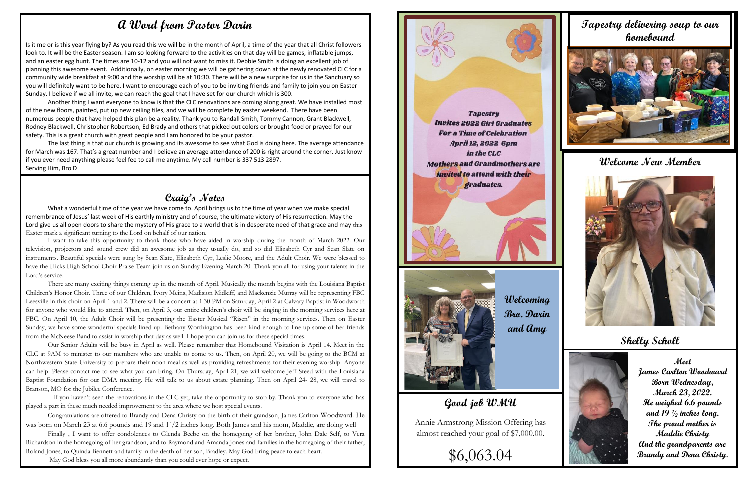# A Word from Pastor Darin

Is it me or is this year flying by? As you read this we will be in the month of April, a time of the year that all Christ followers look to. It will be the Easter season. I am so looking forward to the activities on that day will be games, inflatable jumps, and an easter egg hunt. The times are 10-12 and you will not want to miss it. Debbie Smith is doing an excellent job of planning this awesome event. Additionally, on easter morning we will be gathering down at the newly renovated CLC for a community wide breakfast at 9:00 and the worship will be at 10:30. There will be a new surprise for us in the Sanctuary so you will definitely want to be here. I want to encourage each of you to be inviting friends and family to join you on Easter Sunday. I believe if we all invite, we can reach the goal that I have set for our church which is 300.

Another thing I want everyone to know is that the CLC renovations are coming along great. We have installed most of the new floors, painted, put up new ceiling tiles, and we will be complete by easter weekend. There have been numerous people that have helped this plan be a reality. Thank you to Randall Smith, Tommy Cannon, Grant Blackwell, Rodney Blackwell, Christopher Robertson, Ed Brady and others that picked out colors or brought food or prayed for our safety. This is a great church with great people and I am honored to be your pastor.

The last thing is that our church is growing and its awesome to see what God is doing here. The average attendance for March was 167. That's a great number and I believe an average attendance of 200 is right around the corner. Just know if you ever need anything please feel fee to call me anytime. My cell number is 337 513 2897.

Serving Him, Bro D

# Craig's Notes

What a wonderful time of the year we have come to. April brings us to the time of year when we make special remembrance of Jesus' last week of His earthly ministry and of course, the ultimate victory of His resurrection. May the Lord give us all open doors to share the mystery of His grace to a world that is in desperate need of that grace and may this Easter mark a significant turning to the Lord on behalf of our nation.

I want to take this opportunity to thank those who have aided in worship during the month of March 2022. Our television, projectors and sound crew did an awesome job as they usually do, and so did Elizabeth Cyr and Sean Slate on instruments. Beautiful specials were sung by Sean Slate, Elizabeth Cyr, Leslie Moore, and the Adult Choir. We were blessed to have the Hicks High School Choir Praise Team join us on Sunday Evening March 20. Thank you all for using your talents in the Lord's service.

There are many exciting things coming up in the month of April. Musically the month begins with the Louisiana Baptist Children's Honor Choir. Three of our Children, Ivory Meins, Madision Midkiff, and Mackenzie Murray will be representing FBC Leesville in this choir on April 1 and 2. There will be a concert at 1:30 PM on Saturday, April 2 at Calvary Baptist in Woodworth for anyone who would like to attend. Then, on April 3, our entire children's choir will be singing in the morning services here at FBC. On April 10, the Adult Choir will be presenting the Easter Musical "Risen" in the morning services. Then on Easter Sunday, we have some wonderful specials lined up. Bethany Worthington has been kind enough to line up some of her friends from the McNeese Band to assist in worship that day as well. I hope you can join us for these special times.

Our Senior Adults will be busy in April as well. Please remember that Homebound Visitation is April 14. Meet in the CLC at 9AM to minister to our members who are unable to come to us. Then, on April 20, we will be going to the BCM at Northwestern State University to prepare their noon meal as well as providing refreshments for their evening worship. Anyone can help. Please contact me to see what you can bring. On Thursday, April 21, we will welcome Jeff Steed with the Louisiana Baptist Foundation for our DMA meeting. He will talk to us about estate planning. Then on April 24- 28, we will travel to Branson, MO for the Jubilee Conference.

If you haven't seen the renovations in the CLC yet, take the opportunity to stop by. Thank you to everyone who has played a part in these much needed improvement to the area where we host special events.

Congratulations are offered to Brandy and Dena Christy on the birth of their grandson, James Carlton Woodward. He was born on March 23 at 6.6 pounds and 19 and 1`/2 inches long. Both James and his mom, Maddie, are doing well

Finally , I want to offer condolences to Glenda Beebe on the homegoing of her brother, John Dale Self, to Vera Richardson in the homegoing of her grandson, and to Raymond and Amanda Jones and families in the homegoing of their father, Roland Jones, to Quinda Bennett and family in the death of her son, Bradley. May God bring peace to each heart.

May God bless you all more abundantly than you could ever hope or expect.

**Tapestry Invites 2022 Girl Graduates For a Time of Celebration April 12, 2022 6pm in the CLC Mothers and Grandmothers are invited to attend with their graduates.**

**Welcoming Bro. Darin and Amy**

# Good job WMU

Annie Armstrong Mission Offering has almost reached your goal of $7,000.00.

$6,063.04

# Tapestry delivering soup to our homebound

# Welcome New Member

## Shelly Scholl

**Meet James Carlton Woodward Born Wednesday, March 23, 2022. He weighed 6.6 pounds and 19 ½ inches long. The proud mother is Maddie Christy And the grandparents are Brandy and Dena Christy.**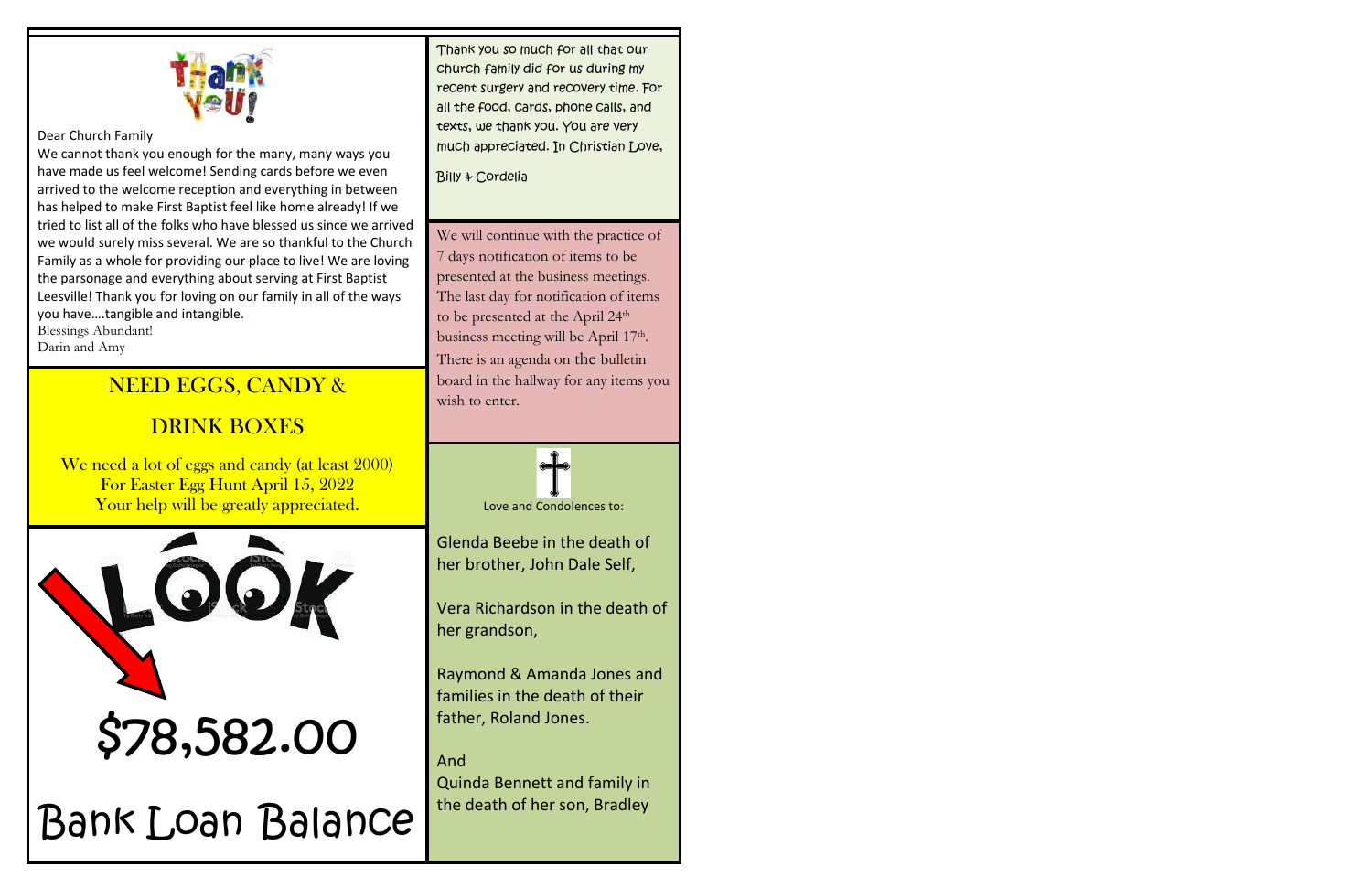Thank You!

Dear Church Family

We cannot thank you enough for the many, many ways you have made us feel welcome! Sending cards before we even arrived to the welcome reception and everything in between has helped to make First Baptist feel like home already! If we tried to list all of the folks who have blessed us since we arrived we would surely miss several. We are so thankful to the Church Family as a whole for providing our place to live! We are loving the parsonage and everything about serving at First Baptist Leesville! Thank you for loving on our family in all of the ways you have….tangible and intangible.

Blessings Abundant!
Darin and Amy

## NEED EGGS, CANDY & DRINK BOXES

We need a lot of eggs and candy (at least 2000)
For Easter Egg Hunt April 15, 2022
Your help will be greatly appreciated.

LOOK

# $78,582.00

# Bank Loan Balance

Thank you so much for all that our church family did for us during my recent surgery and recovery time. For all the food, cards, phone calls, and texts, we thank you. You are very much appreciated. In Christian Love,

Billy & Cordelia

We will continue with the practice of 7 days notification of items to be presented at the business meetings. The last day for notification of items to be presented at the April 24th business meeting will be April 17th. There is an agenda on the bulletin board in the hallway for any items you wish to enter.

Love and Condolences to:

Glenda Beebe in the death of her brother, John Dale Self,

Vera Richardson in the death of her grandson,

Raymond & Amanda Jones and families in the death of their father, Roland Jones.

And
Quinda Bennett and family in the death of her son, Bradley